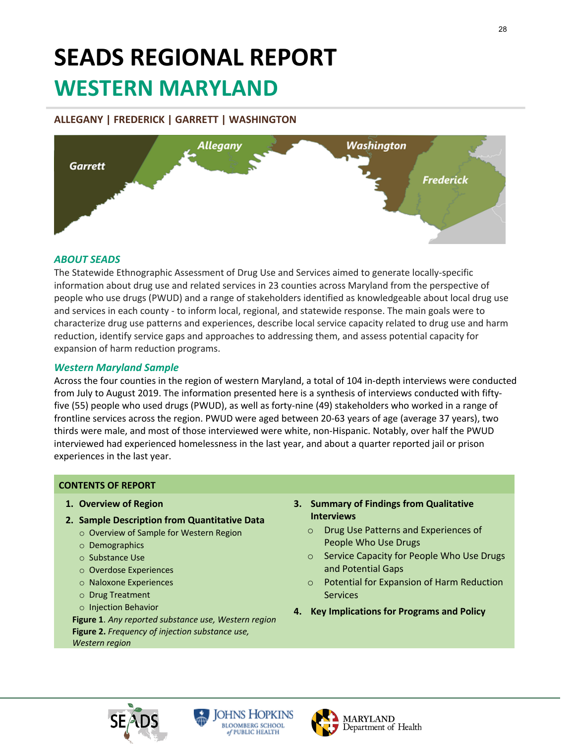# SEADS REGIONAL REPORT

# WESTERN MARYLAND

**ALLEGANY | FREDERICK | GARRETT | WASHINGTON**

### *ABOUT SEADS*

The Statewide Ethnographic Assessment of Drug Use and Services aimed to generate locally-specific information about drug use and related services in 23 counties across Maryland from the perspective of people who use drugs (PWUD) and a range of stakeholders identified as knowledgeable about local drug use and services in each county - to inform local, regional, and statewide response. The main goals were to characterize drug use patterns and experiences, describe local service capacity related to drug use and harm reduction, identify service gaps and approaches to addressing them, and assess potential capacity for expansion of harm reduction programs.

### *Western Maryland Sample*

Across the four counties in the region of western Maryland, a total of 104 in-depth interviews were conducted from July to August 2019. The information presented here is a synthesis of interviews conducted with fifty-five (55) people who used drugs (PWUD), as well as forty-nine (49) stakeholders who worked in a range of frontline services across the region. PWUD were aged between 20-63 years of age (average 37 years), two thirds were male, and most of those interviewed were white, non-Hispanic. Notably, over half the PWUD interviewed had experienced homelessness in the last year, and about a quarter reported jail or prison experiences in the last year.

**CONTENTS OF REPORT**

1. **Overview of Region**
2. **Sample Description from Quantitative Data**
   - Overview of Sample for Western Region
   - Demographics
   - Substance Use
   - Overdose Experiences
   - Naloxone Experiences
   - Drug Treatment
   - Injection Behavior

   **Figure 1**. *Any reported substance use, Western region*
   **Figure 2.** *Frequency of injection substance use, Western region*
3. **Summary of Findings from Qualitative Interviews**
   - Drug Use Patterns and Experiences of People Who Use Drugs
   - Service Capacity for People Who Use Drugs and Potential Gaps
   - Potential for Expansion of Harm Reduction Services
4. **Key Implications for Programs and Policy**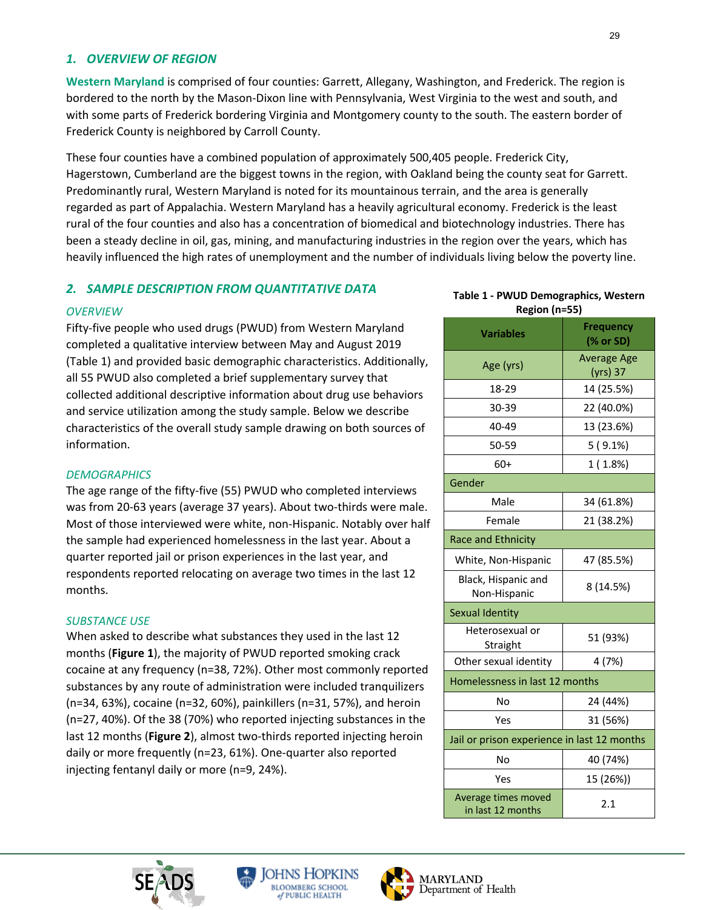## 1. OVERVIEW OF REGION

**Western Maryland** is comprised of four counties: Garrett, Allegany, Washington, and Frederick. The region is bordered to the north by the Mason-Dixon line with Pennsylvania, West Virginia to the west and south, and with some parts of Frederick bordering Virginia and Montgomery county to the south. The eastern border of Frederick County is neighbored by Carroll County.

These four counties have a combined population of approximately 500,405 people. Frederick City, Hagerstown, Cumberland are the biggest towns in the region, with Oakland being the county seat for Garrett. Predominantly rural, Western Maryland is noted for its mountainous terrain, and the area is generally regarded as part of Appalachia. Western Maryland has a heavily agricultural economy. Frederick is the least rural of the four counties and also has a concentration of biomedical and biotechnology industries. There has been a steady decline in oil, gas, mining, and manufacturing industries in the region over the years, which has heavily influenced the high rates of unemployment and the number of individuals living below the poverty line.

## 2. SAMPLE DESCRIPTION FROM QUANTITATIVE DATA

### OVERVIEW

Fifty-five people who used drugs (PWUD) from Western Maryland completed a qualitative interview between May and August 2019 (Table 1) and provided basic demographic characteristics. Additionally, all 55 PWUD also completed a brief supplementary survey that collected additional descriptive information about drug use behaviors and service utilization among the study sample. Below we describe characteristics of the overall study sample drawing on both sources of information.

### DEMOGRAPHICS

The age range of the fifty-five (55) PWUD who completed interviews was from 20-63 years (average 37 years). About two-thirds were male. Most of those interviewed were white, non-Hispanic. Notably over half the sample had experienced homelessness in the last year. About a quarter reported jail or prison experiences in the last year, and respondents reported relocating on average two times in the last 12 months.

### SUBSTANCE USE

When asked to describe what substances they used in the last 12 months (**Figure 1**), the majority of PWUD reported smoking crack cocaine at any frequency (n=38, 72%). Other most commonly reported substances by any route of administration were included tranquilizers (n=34, 63%), cocaine (n=32, 60%), painkillers (n=31, 57%), and heroin (n=27, 40%). Of the 38 (70%) who reported injecting substances in the last 12 months (**Figure 2**), almost two-thirds reported injecting heroin daily or more frequently (n=23, 61%). One-quarter also reported injecting fentanyl daily or more (n=9, 24%).

**Table 1 - PWUD Demographics, Western Region (n=55)**

| Variables | Frequency (% or SD) |
|---|---|
| Age (yrs) | Average Age (yrs) 37 |
| 18-29 | 14 (25.5%) |
| 30-39 | 22 (40.0%) |
| 40-49 | 13 (23.6%) |
| 50-59 | 5 ( 9.1%) |
| 60+ | 1 ( 1.8%) |
| Gender | |
| Male | 34 (61.8%) |
| Female | 21 (38.2%) |
| Race and Ethnicity | |
| White, Non-Hispanic | 47 (85.5%) |
| Black, Hispanic and Non-Hispanic | 8 (14.5%) |
| Sexual Identity | |
| Heterosexual or Straight | 51 (93%) |
| Other sexual identity | 4 (7%) |
| Homelessness in last 12 months | |
| No | 24 (44%) |
| Yes | 31 (56%) |
| Jail or prison experience in last 12 months | |
| No | 40 (74%) |
| Yes | 15 (26%)) |
| Average times moved in last 12 months | 2.1 |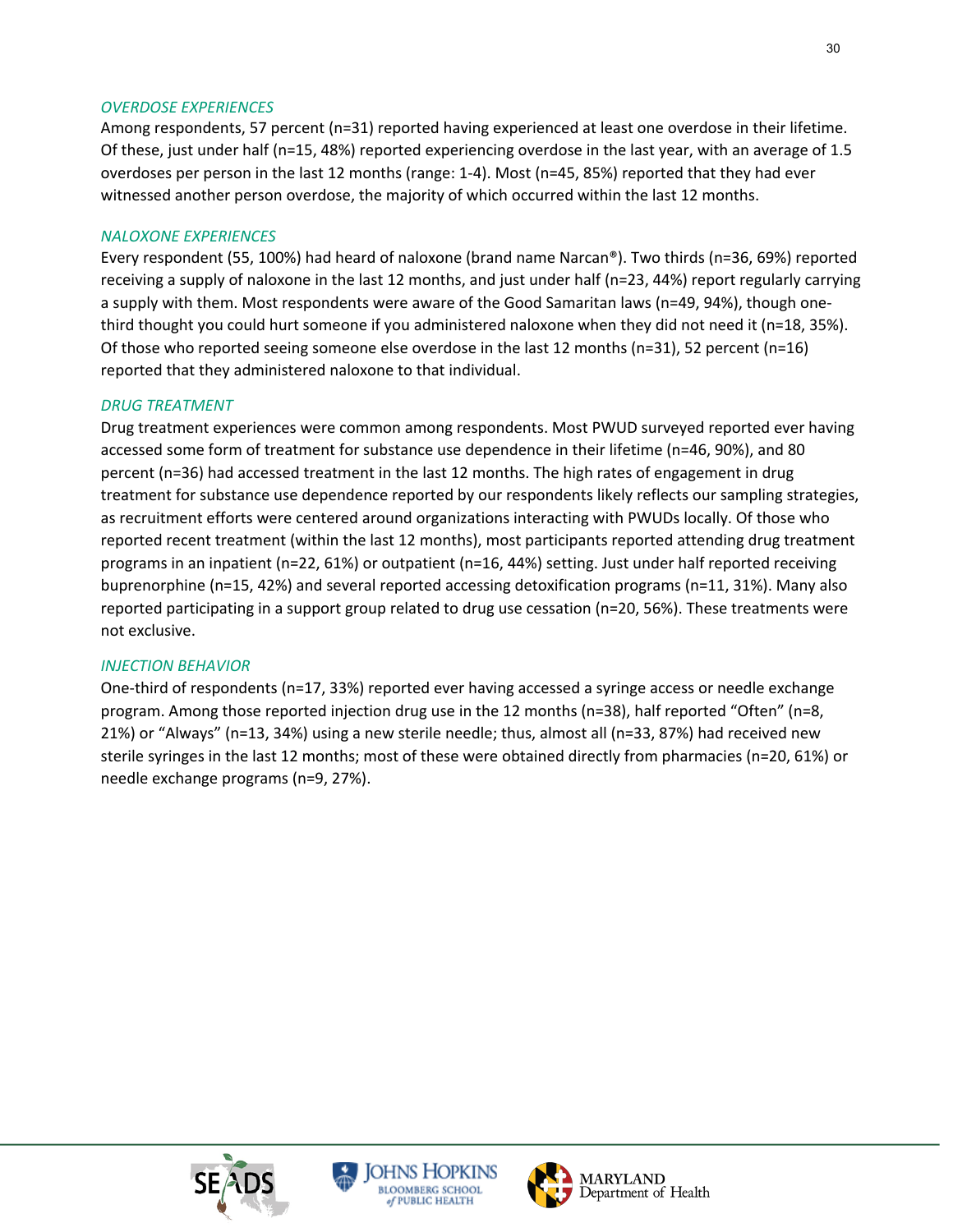*OVERDOSE EXPERIENCES*

Among respondents, 57 percent (n=31) reported having experienced at least one overdose in their lifetime. Of these, just under half (n=15, 48%) reported experiencing overdose in the last year, with an average of 1.5 overdoses per person in the last 12 months (range: 1-4). Most (n=45, 85%) reported that they had ever witnessed another person overdose, the majority of which occurred within the last 12 months.

*NALOXONE EXPERIENCES*

Every respondent (55, 100%) had heard of naloxone (brand name Narcan®). Two thirds (n=36, 69%) reported receiving a supply of naloxone in the last 12 months, and just under half (n=23, 44%) report regularly carrying a supply with them. Most respondents were aware of the Good Samaritan laws (n=49, 94%), though one-third thought you could hurt someone if you administered naloxone when they did not need it (n=18, 35%). Of those who reported seeing someone else overdose in the last 12 months (n=31), 52 percent (n=16) reported that they administered naloxone to that individual.

*DRUG TREATMENT*

Drug treatment experiences were common among respondents. Most PWUD surveyed reported ever having accessed some form of treatment for substance use dependence in their lifetime (n=46, 90%), and 80 percent (n=36) had accessed treatment in the last 12 months. The high rates of engagement in drug treatment for substance use dependence reported by our respondents likely reflects our sampling strategies, as recruitment efforts were centered around organizations interacting with PWUDs locally. Of those who reported recent treatment (within the last 12 months), most participants reported attending drug treatment programs in an inpatient (n=22, 61%) or outpatient (n=16, 44%) setting. Just under half reported receiving buprenorphine (n=15, 42%) and several reported accessing detoxification programs (n=11, 31%). Many also reported participating in a support group related to drug use cessation (n=20, 56%). These treatments were not exclusive.

*INJECTION BEHAVIOR*

One-third of respondents (n=17, 33%) reported ever having accessed a syringe access or needle exchange program. Among those reported injection drug use in the 12 months (n=38), half reported "Often" (n=8, 21%) or "Always" (n=13, 34%) using a new sterile needle; thus, almost all (n=33, 87%) had received new sterile syringes in the last 12 months; most of these were obtained directly from pharmacies (n=20, 61%) or needle exchange programs (n=9, 27%).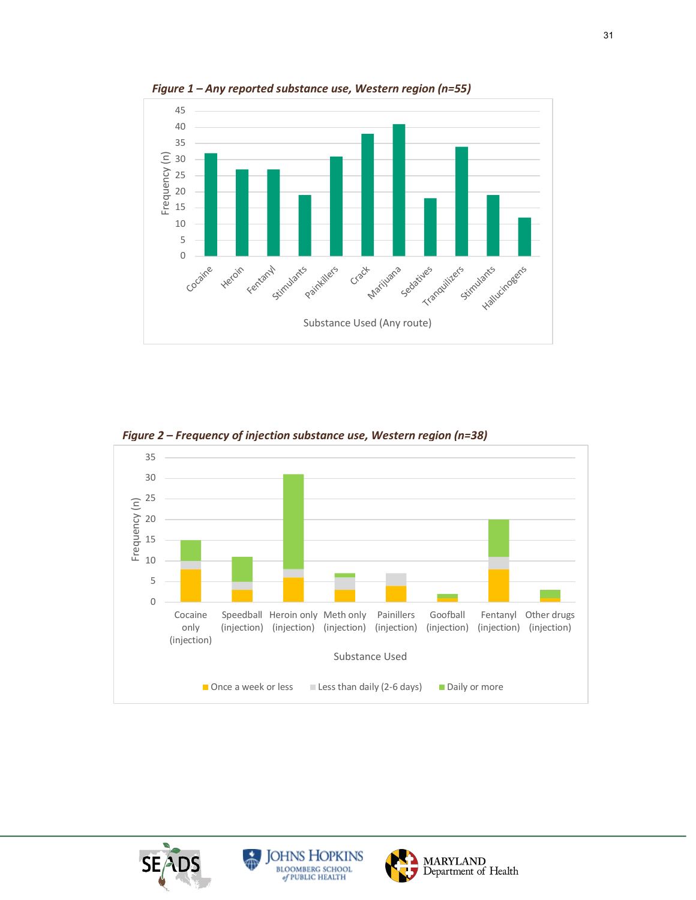*Figure 1 – Any reported substance use, Western region (n=55)*

| Substance Used (Any route) | Frequency (n) |
|---|---|
| Cocaine | 32 |
| Heroin | 27 |
| Fentanyl | 27 |
| Stimulants | 19 |
| Painkillers | 31 |
| Crack | 38 |
| Marijuana | 41 |
| Sedatives | 18 |
| Tranquilizers | 34 |
| Stimulants | 19 |
| Hallucinogens | 12 |

*Figure 2 – Frequency of injection substance use, Western region (n=38)*

| Substance Used | Once a week or less | Less than daily (2-6 days) | Daily or more |
|---|---|---|---|
| Cocaine only (injection) | 8 | 2 | 5 |
| Speedball (injection) | 3 | 2 | 6 |
| Heroin only (injection) | 6 | 2 | 23 |
| Meth only (injection) | 3 | 3 | 1 |
| Painillers (injection) | 4 | 3 | 0 |
| Goofball (injection) | 1 | 0 | 1 |
| Fentanyl (injection) | 8 | 3 | 9 |
| Other drugs (injection) | 1 | 0 | 2 |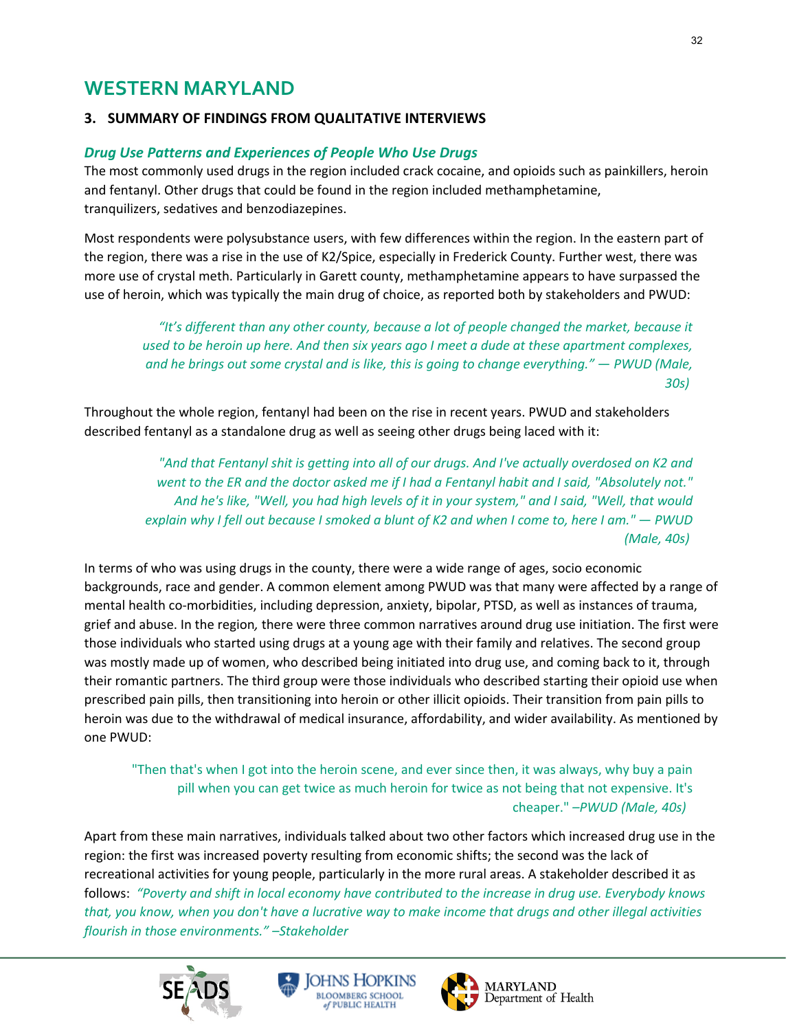# WESTERN MARYLAND

## 3. SUMMARY OF FINDINGS FROM QUALITATIVE INTERVIEWS

### *Drug Use Patterns and Experiences of People Who Use Drugs*

The most commonly used drugs in the region included crack cocaine, and opioids such as painkillers, heroin and fentanyl. Other drugs that could be found in the region included methamphetamine, tranquilizers, sedatives and benzodiazepines.

Most respondents were polysubstance users, with few differences within the region. In the eastern part of the region, there was a rise in the use of K2/Spice, especially in Frederick County. Further west, there was more use of crystal meth. Particularly in Garett county, methamphetamine appears to have surpassed the use of heroin, which was typically the main drug of choice, as reported both by stakeholders and PWUD:

> *"It's different than any other county, because a lot of people changed the market, because it used to be heroin up here. And then six years ago I meet a dude at these apartment complexes, and he brings out some crystal and is like, this is going to change everything." — PWUD (Male, 30s)*

Throughout the whole region, fentanyl had been on the rise in recent years. PWUD and stakeholders described fentanyl as a standalone drug as well as seeing other drugs being laced with it:

> *"And that Fentanyl shit is getting into all of our drugs. And I've actually overdosed on K2 and went to the ER and the doctor asked me if I had a Fentanyl habit and I said, "Absolutely not." And he's like, "Well, you had high levels of it in your system," and I said, "Well, that would explain why I fell out because I smoked a blunt of K2 and when I come to, here I am." — PWUD (Male, 40s)*

In terms of who was using drugs in the county, there were a wide range of ages, socio economic backgrounds, race and gender. A common element among PWUD was that many were affected by a range of mental health co-morbidities, including depression, anxiety, bipolar, PTSD, as well as instances of trauma, grief and abuse. In the region*,* there were three common narratives around drug use initiation. The first were those individuals who started using drugs at a young age with their family and relatives. The second group was mostly made up of women, who described being initiated into drug use, and coming back to it, through their romantic partners. The third group were those individuals who described starting their opioid use when prescribed pain pills, then transitioning into heroin or other illicit opioids. Their transition from pain pills to heroin was due to the withdrawal of medical insurance, affordability, and wider availability. As mentioned by one PWUD:

> "Then that's when I got into the heroin scene, and ever since then, it was always, why buy a pain pill when you can get twice as much heroin for twice as not being that not expensive. It's cheaper." *–PWUD (Male, 40s)*

Apart from these main narratives, individuals talked about two other factors which increased drug use in the region: the first was increased poverty resulting from economic shifts; the second was the lack of recreational activities for young people, particularly in the more rural areas. A stakeholder described it as follows: *"Poverty and shift in local economy have contributed to the increase in drug use. Everybody knows that, you know, when you don't have a lucrative way to make income that drugs and other illegal activities flourish in those environments." –Stakeholder*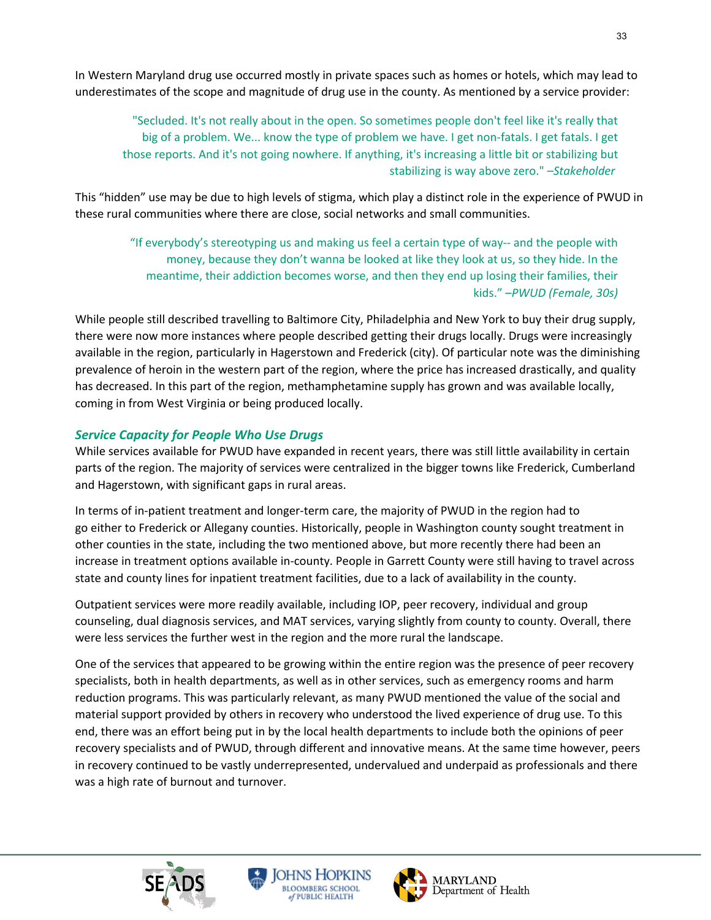In Western Maryland drug use occurred mostly in private spaces such as homes or hotels, which may lead to underestimates of the scope and magnitude of drug use in the county. As mentioned by a service provider:

> "Secluded. It's not really about in the open. So sometimes people don't feel like it's really that big of a problem. We... know the type of problem we have. I get non-fatals. I get fatals. I get those reports. And it's not going nowhere. If anything, it's increasing a little bit or stabilizing but stabilizing is way above zero." *–Stakeholder*

This "hidden" use may be due to high levels of stigma, which play a distinct role in the experience of PWUD in these rural communities where there are close, social networks and small communities.

> "If everybody's stereotyping us and making us feel a certain type of way-- and the people with money, because they don't wanna be looked at like they look at us, so they hide. In the meantime, their addiction becomes worse, and then they end up losing their families, their kids." *–PWUD (Female, 30s)*

While people still described travelling to Baltimore City, Philadelphia and New York to buy their drug supply, there were now more instances where people described getting their drugs locally. Drugs were increasingly available in the region, particularly in Hagerstown and Frederick (city). Of particular note was the diminishing prevalence of heroin in the western part of the region, where the price has increased drastically, and quality has decreased. In this part of the region, methamphetamine supply has grown and was available locally, coming in from West Virginia or being produced locally.

### *Service Capacity for People Who Use Drugs*

While services available for PWUD have expanded in recent years, there was still little availability in certain parts of the region. The majority of services were centralized in the bigger towns like Frederick, Cumberland and Hagerstown, with significant gaps in rural areas.

In terms of in-patient treatment and longer-term care, the majority of PWUD in the region had to go either to Frederick or Allegany counties. Historically, people in Washington county sought treatment in other counties in the state, including the two mentioned above, but more recently there had been an increase in treatment options available in-county. People in Garrett County were still having to travel across state and county lines for inpatient treatment facilities, due to a lack of availability in the county.

Outpatient services were more readily available, including IOP, peer recovery, individual and group counseling, dual diagnosis services, and MAT services, varying slightly from county to county. Overall, there were less services the further west in the region and the more rural the landscape.

One of the services that appeared to be growing within the entire region was the presence of peer recovery specialists, both in health departments, as well as in other services, such as emergency rooms and harm reduction programs. This was particularly relevant, as many PWUD mentioned the value of the social and material support provided by others in recovery who understood the lived experience of drug use. To this end, there was an effort being put in by the local health departments to include both the opinions of peer recovery specialists and of PWUD, through different and innovative means. At the same time however, peers in recovery continued to be vastly underrepresented, undervalued and underpaid as professionals and there was a high rate of burnout and turnover.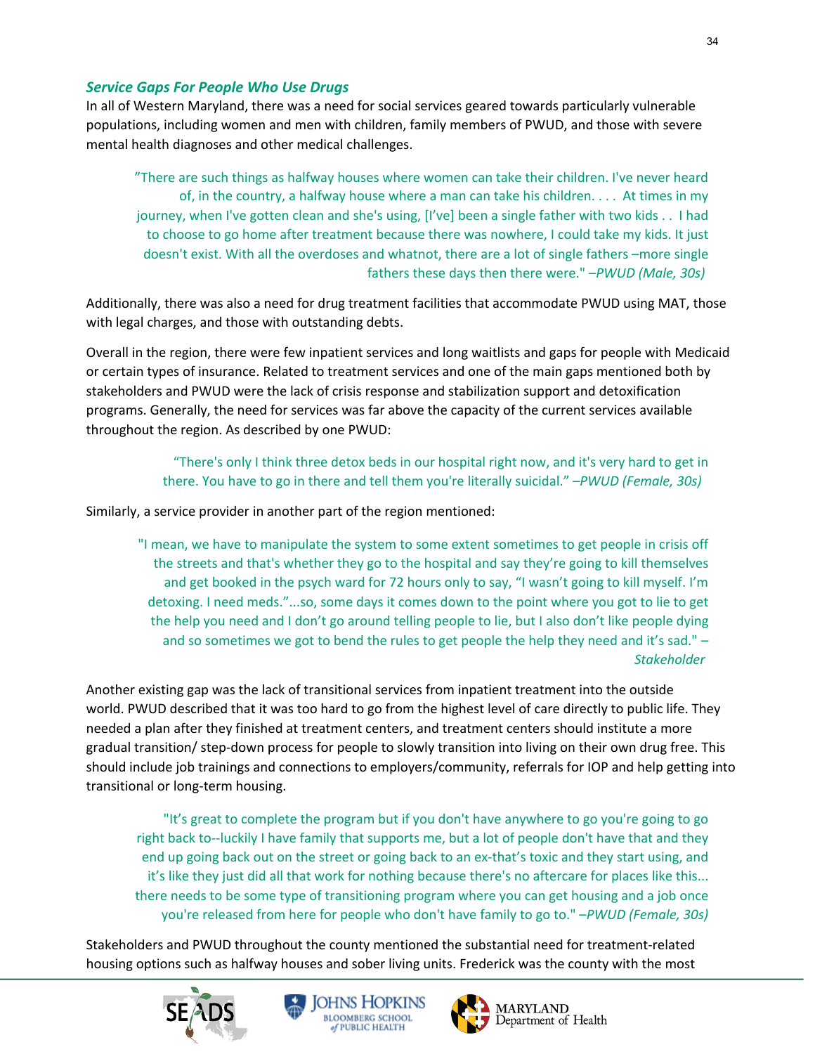### *Service Gaps For People Who Use Drugs*

In all of Western Maryland, there was a need for social services geared towards particularly vulnerable populations, including women and men with children, family members of PWUD, and those with severe mental health diagnoses and other medical challenges.

> ”There are such things as halfway houses where women can take their children. I've never heard of, in the country, a halfway house where a man can take his children. . . . At times in my journey, when I've gotten clean and she's using, [I've] been a single father with two kids . . I had to choose to go home after treatment because there was nowhere, I could take my kids. It just doesn't exist. With all the overdoses and whatnot, there are a lot of single fathers –more single fathers these days then there were." *–PWUD (Male, 30s)*

Additionally, there was also a need for drug treatment facilities that accommodate PWUD using MAT, those with legal charges, and those with outstanding debts.

Overall in the region, there were few inpatient services and long waitlists and gaps for people with Medicaid or certain types of insurance. Related to treatment services and one of the main gaps mentioned both by stakeholders and PWUD were the lack of crisis response and stabilization support and detoxification programs. Generally, the need for services was far above the capacity of the current services available throughout the region. As described by one PWUD:

> “There's only I think three detox beds in our hospital right now, and it's very hard to get in there. You have to go in there and tell them you're literally suicidal.” *–PWUD (Female, 30s)*

Similarly, a service provider in another part of the region mentioned:

> "I mean, we have to manipulate the system to some extent sometimes to get people in crisis off the streets and that's whether they go to the hospital and say they're going to kill themselves and get booked in the psych ward for 72 hours only to say, “I wasn't going to kill myself. I'm detoxing. I need meds.”...so, some days it comes down to the point where you got to lie to get the help you need and I don't go around telling people to lie, but I also don't like people dying and so sometimes we got to bend the rules to get people the help they need and it's sad." *–Stakeholder*

Another existing gap was the lack of transitional services from inpatient treatment into the outside world. PWUD described that it was too hard to go from the highest level of care directly to public life. They needed a plan after they finished at treatment centers, and treatment centers should institute a more gradual transition/ step-down process for people to slowly transition into living on their own drug free. This should include job trainings and connections to employers/community, referrals for IOP and help getting into transitional or long-term housing.

> "It's great to complete the program but if you don't have anywhere to go you're going to go right back to--luckily I have family that supports me, but a lot of people don't have that and they end up going back out on the street or going back to an ex-that's toxic and they start using, and it's like they just did all that work for nothing because there's no aftercare for places like this... there needs to be some type of transitioning program where you can get housing and a job once you're released from here for people who don't have family to go to." *–PWUD (Female, 30s)*

Stakeholders and PWUD throughout the county mentioned the substantial need for treatment-related housing options such as halfway houses and sober living units. Frederick was the county with the most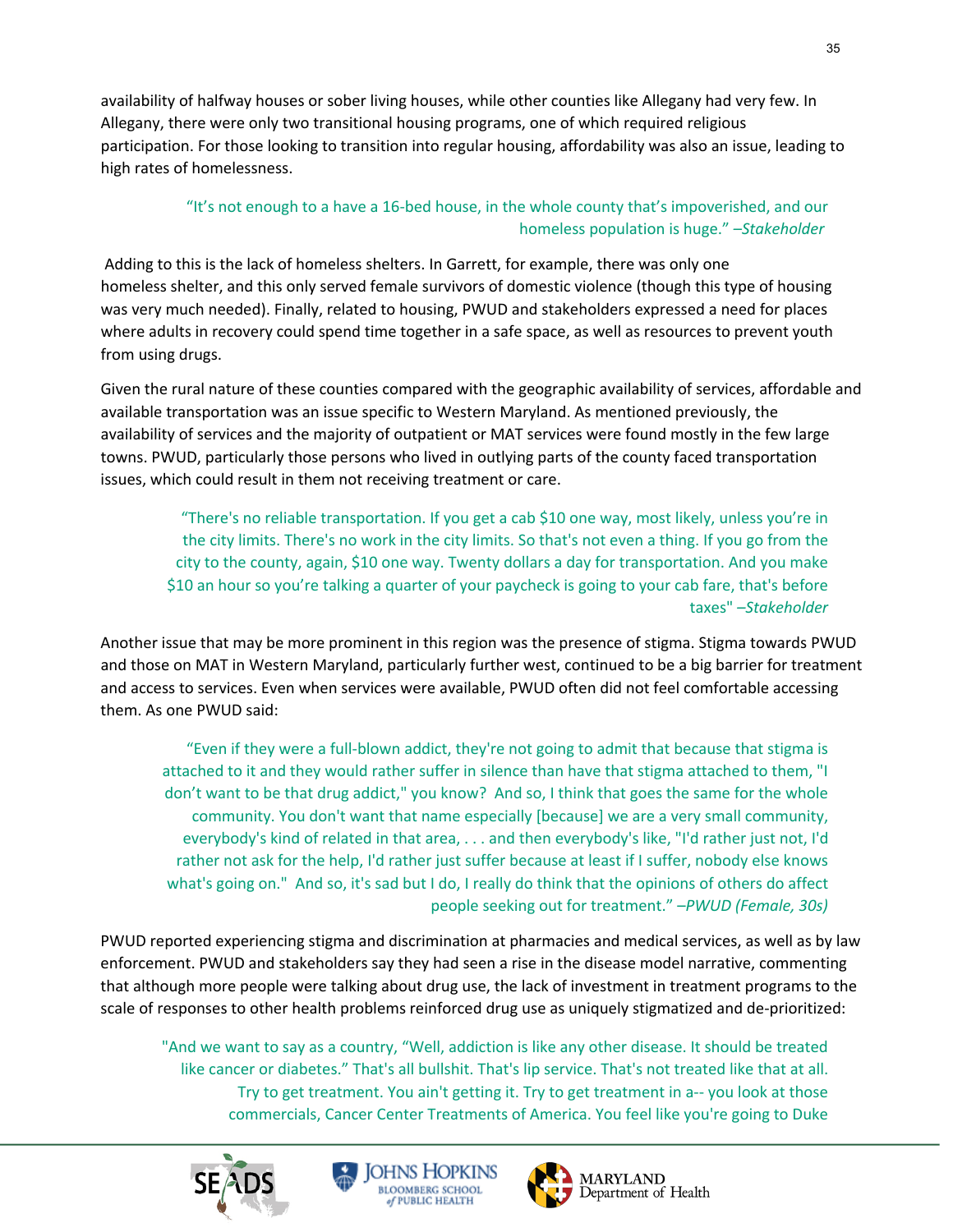availability of halfway houses or sober living houses, while other counties like Allegany had very few. In Allegany, there were only two transitional housing programs, one of which required religious participation. For those looking to transition into regular housing, affordability was also an issue, leading to high rates of homelessness.

> "It's not enough to a have a 16-bed house, in the whole county that's impoverished, and our homeless population is huge." –*Stakeholder*

Adding to this is the lack of homeless shelters. In Garrett, for example, there was only one homeless shelter, and this only served female survivors of domestic violence (though this type of housing was very much needed). Finally, related to housing, PWUD and stakeholders expressed a need for places where adults in recovery could spend time together in a safe space, as well as resources to prevent youth from using drugs.

Given the rural nature of these counties compared with the geographic availability of services, affordable and available transportation was an issue specific to Western Maryland. As mentioned previously, the availability of services and the majority of outpatient or MAT services were found mostly in the few large towns. PWUD, particularly those persons who lived in outlying parts of the county faced transportation issues, which could result in them not receiving treatment or care.

> "There's no reliable transportation. If you get a cab $10 one way, most likely, unless you're in the city limits. There's no work in the city limits. So that's not even a thing. If you go from the city to the county, again, $10 one way. Twenty dollars a day for transportation. And you make $10 an hour so you're talking a quarter of your paycheck is going to your cab fare, that's before taxes" –*Stakeholder*

Another issue that may be more prominent in this region was the presence of stigma. Stigma towards PWUD and those on MAT in Western Maryland, particularly further west, continued to be a big barrier for treatment and access to services. Even when services were available, PWUD often did not feel comfortable accessing them. As one PWUD said:

> "Even if they were a full-blown addict, they're not going to admit that because that stigma is attached to it and they would rather suffer in silence than have that stigma attached to them, "I don't want to be that drug addict," you know? And so, I think that goes the same for the whole community. You don't want that name especially [because] we are a very small community, everybody's kind of related in that area, . . . and then everybody's like, "I'd rather just not, I'd rather not ask for the help, I'd rather just suffer because at least if I suffer, nobody else knows what's going on." And so, it's sad but I do, I really do think that the opinions of others do affect people seeking out for treatment." –*PWUD (Female, 30s)*

PWUD reported experiencing stigma and discrimination at pharmacies and medical services, as well as by law enforcement. PWUD and stakeholders say they had seen a rise in the disease model narrative, commenting that although more people were talking about drug use, the lack of investment in treatment programs to the scale of responses to other health problems reinforced drug use as uniquely stigmatized and de-prioritized:

> "And we want to say as a country, "Well, addiction is like any other disease. It should be treated like cancer or diabetes." That's all bullshit. That's lip service. That's not treated like that at all. Try to get treatment. You ain't getting it. Try to get treatment in a-- you look at those commercials, Cancer Center Treatments of America. You feel like you're going to Duke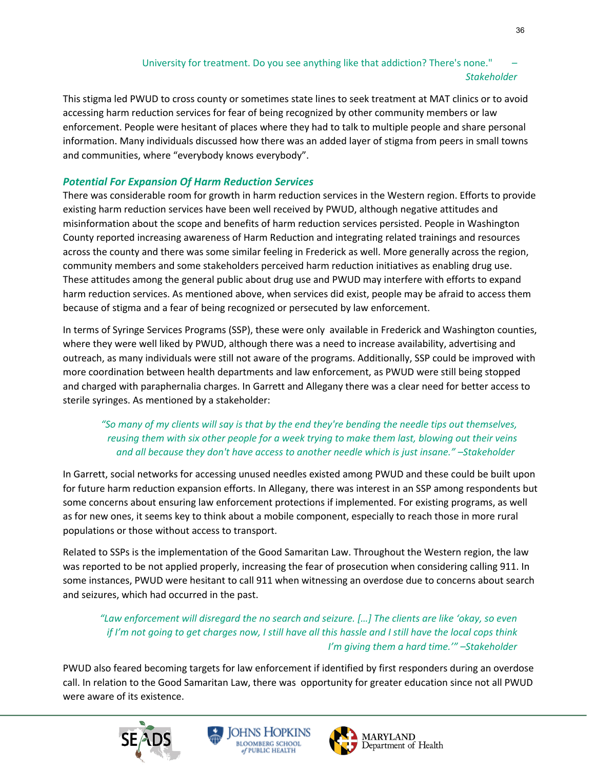*University for treatment. Do you see anything like that addiction? There's none." – Stakeholder*

This stigma led PWUD to cross county or sometimes state lines to seek treatment at MAT clinics or to avoid accessing harm reduction services for fear of being recognized by other community members or law enforcement. People were hesitant of places where they had to talk to multiple people and share personal information. Many individuals discussed how there was an added layer of stigma from peers in small towns and communities, where "everybody knows everybody".

### *Potential For Expansion Of Harm Reduction Services*

There was considerable room for growth in harm reduction services in the Western region. Efforts to provide existing harm reduction services have been well received by PWUD, although negative attitudes and misinformation about the scope and benefits of harm reduction services persisted. People in Washington County reported increasing awareness of Harm Reduction and integrating related trainings and resources across the county and there was some similar feeling in Frederick as well. More generally across the region, community members and some stakeholders perceived harm reduction initiatives as enabling drug use. These attitudes among the general public about drug use and PWUD may interfere with efforts to expand harm reduction services. As mentioned above, when services did exist, people may be afraid to access them because of stigma and a fear of being recognized or persecuted by law enforcement.

In terms of Syringe Services Programs (SSP), these were only available in Frederick and Washington counties, where they were well liked by PWUD, although there was a need to increase availability, advertising and outreach, as many individuals were still not aware of the programs. Additionally, SSP could be improved with more coordination between health departments and law enforcement, as PWUD were still being stopped and charged with paraphernalia charges. In Garrett and Allegany there was a clear need for better access to sterile syringes. As mentioned by a stakeholder:

> *"So many of my clients will say is that by the end they're bending the needle tips out themselves, reusing them with six other people for a week trying to make them last, blowing out their veins and all because they don't have access to another needle which is just insane." –Stakeholder*

In Garrett, social networks for accessing unused needles existed among PWUD and these could be built upon for future harm reduction expansion efforts. In Allegany, there was interest in an SSP among respondents but some concerns about ensuring law enforcement protections if implemented. For existing programs, as well as for new ones, it seems key to think about a mobile component, especially to reach those in more rural populations or those without access to transport.

Related to SSPs is the implementation of the Good Samaritan Law. Throughout the Western region, the law was reported to be not applied properly, increasing the fear of prosecution when considering calling 911. In some instances, PWUD were hesitant to call 911 when witnessing an overdose due to concerns about search and seizures, which had occurred in the past.

> *"Law enforcement will disregard the no search and seizure. […] The clients are like 'okay, so even if I'm not going to get charges now, I still have all this hassle and I still have the local cops think I'm giving them a hard time.'" –Stakeholder*

PWUD also feared becoming targets for law enforcement if identified by first responders during an overdose call. In relation to the Good Samaritan Law, there was opportunity for greater education since not all PWUD were aware of its existence.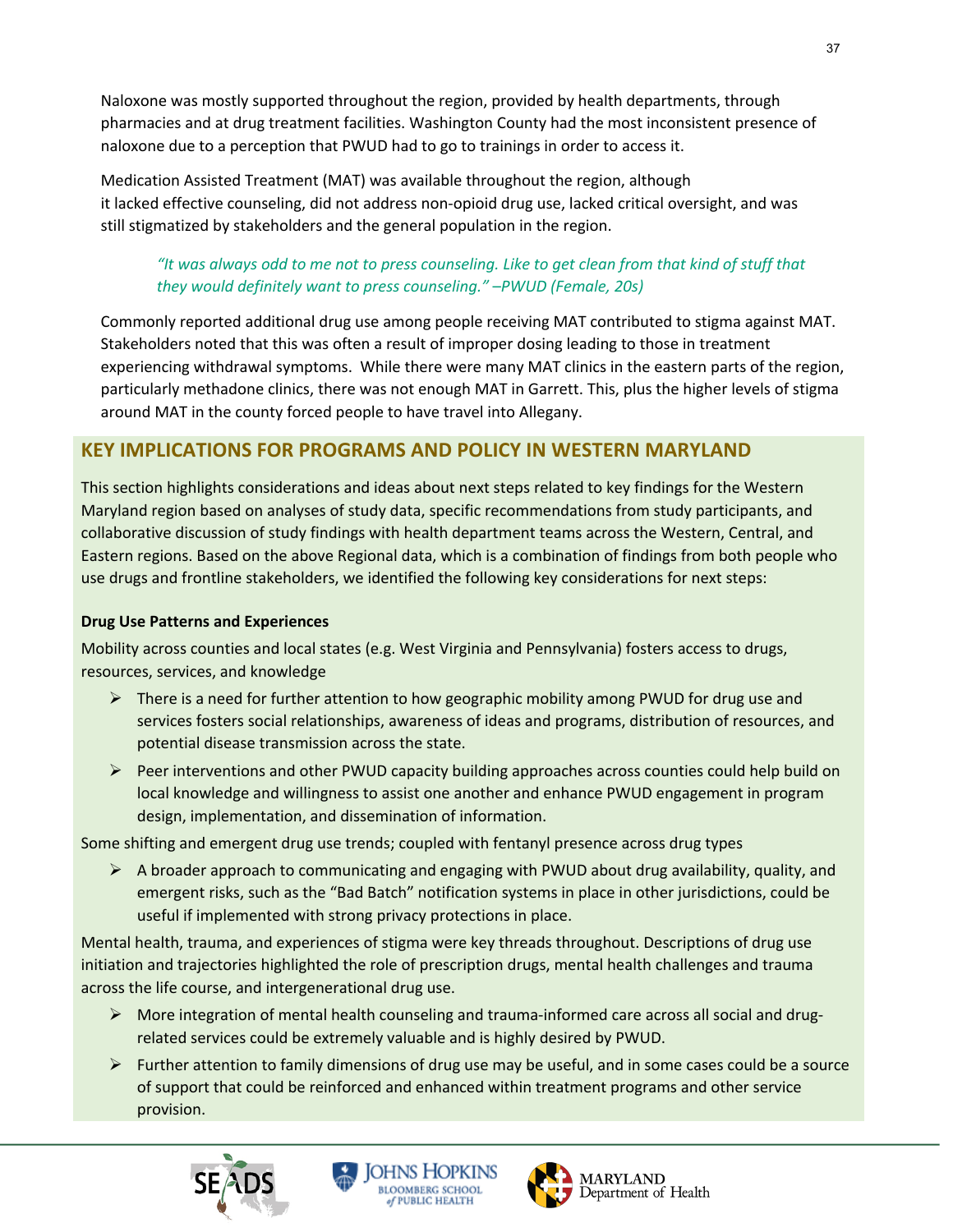Naloxone was mostly supported throughout the region, provided by health departments, through pharmacies and at drug treatment facilities. Washington County had the most inconsistent presence of naloxone due to a perception that PWUD had to go to trainings in order to access it.

Medication Assisted Treatment (MAT) was available throughout the region, although it lacked effective counseling, did not address non-opioid drug use, lacked critical oversight, and was still stigmatized by stakeholders and the general population in the region.

> *"It was always odd to me not to press counseling. Like to get clean from that kind of stuff that they would definitely want to press counseling." –PWUD (Female, 20s)*

Commonly reported additional drug use among people receiving MAT contributed to stigma against MAT. Stakeholders noted that this was often a result of improper dosing leading to those in treatment experiencing withdrawal symptoms. While there were many MAT clinics in the eastern parts of the region, particularly methadone clinics, there was not enough MAT in Garrett. This, plus the higher levels of stigma around MAT in the county forced people to have travel into Allegany.

## KEY IMPLICATIONS FOR PROGRAMS AND POLICY IN WESTERN MARYLAND

This section highlights considerations and ideas about next steps related to key findings for the Western Maryland region based on analyses of study data, specific recommendations from study participants, and collaborative discussion of study findings with health department teams across the Western, Central, and Eastern regions. Based on the above Regional data, which is a combination of findings from both people who use drugs and frontline stakeholders, we identified the following key considerations for next steps:

**Drug Use Patterns and Experiences**

Mobility across counties and local states (e.g. West Virginia and Pennsylvania) fosters access to drugs, resources, services, and knowledge

- There is a need for further attention to how geographic mobility among PWUD for drug use and services fosters social relationships, awareness of ideas and programs, distribution of resources, and potential disease transmission across the state.
- Peer interventions and other PWUD capacity building approaches across counties could help build on local knowledge and willingness to assist one another and enhance PWUD engagement in program design, implementation, and dissemination of information.

Some shifting and emergent drug use trends; coupled with fentanyl presence across drug types

- A broader approach to communicating and engaging with PWUD about drug availability, quality, and emergent risks, such as the "Bad Batch" notification systems in place in other jurisdictions, could be useful if implemented with strong privacy protections in place.

Mental health, trauma, and experiences of stigma were key threads throughout. Descriptions of drug use initiation and trajectories highlighted the role of prescription drugs, mental health challenges and trauma across the life course, and intergenerational drug use.

- More integration of mental health counseling and trauma-informed care across all social and drug-related services could be extremely valuable and is highly desired by PWUD.
- Further attention to family dimensions of drug use may be useful, and in some cases could be a source of support that could be reinforced and enhanced within treatment programs and other service provision.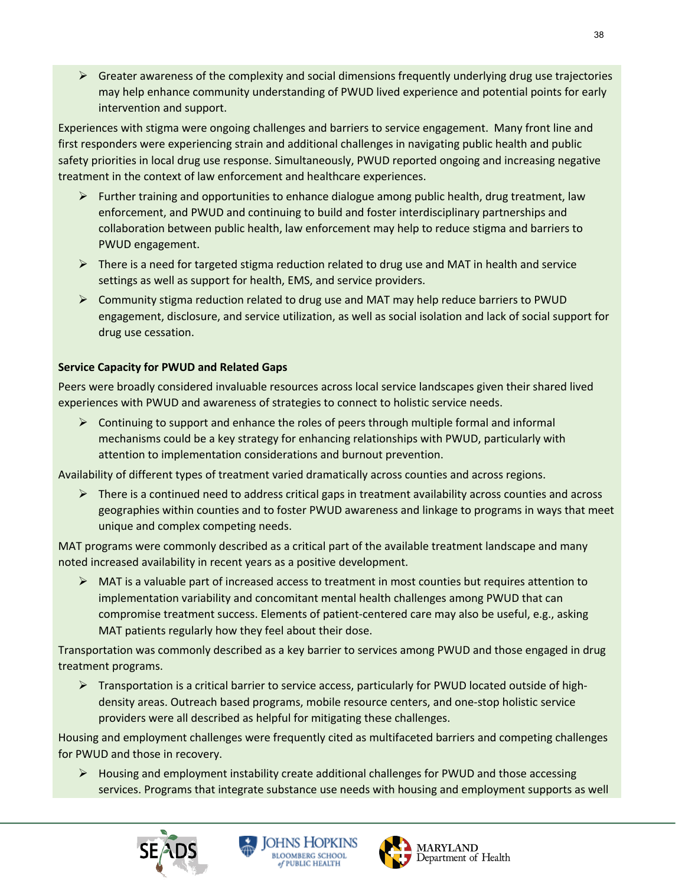- Greater awareness of the complexity and social dimensions frequently underlying drug use trajectories may help enhance community understanding of PWUD lived experience and potential points for early intervention and support.

Experiences with stigma were ongoing challenges and barriers to service engagement. Many front line and first responders were experiencing strain and additional challenges in navigating public health and public safety priorities in local drug use response. Simultaneously, PWUD reported ongoing and increasing negative treatment in the context of law enforcement and healthcare experiences.

- Further training and opportunities to enhance dialogue among public health, drug treatment, law enforcement, and PWUD and continuing to build and foster interdisciplinary partnerships and collaboration between public health, law enforcement may help to reduce stigma and barriers to PWUD engagement.
- There is a need for targeted stigma reduction related to drug use and MAT in health and service settings as well as support for health, EMS, and service providers.
- Community stigma reduction related to drug use and MAT may help reduce barriers to PWUD engagement, disclosure, and service utilization, as well as social isolation and lack of social support for drug use cessation.

**Service Capacity for PWUD and Related Gaps**

Peers were broadly considered invaluable resources across local service landscapes given their shared lived experiences with PWUD and awareness of strategies to connect to holistic service needs.

- Continuing to support and enhance the roles of peers through multiple formal and informal mechanisms could be a key strategy for enhancing relationships with PWUD, particularly with attention to implementation considerations and burnout prevention.

Availability of different types of treatment varied dramatically across counties and across regions.

- There is a continued need to address critical gaps in treatment availability across counties and across geographies within counties and to foster PWUD awareness and linkage to programs in ways that meet unique and complex competing needs.

MAT programs were commonly described as a critical part of the available treatment landscape and many noted increased availability in recent years as a positive development.

- MAT is a valuable part of increased access to treatment in most counties but requires attention to implementation variability and concomitant mental health challenges among PWUD that can compromise treatment success. Elements of patient-centered care may also be useful, e.g., asking MAT patients regularly how they feel about their dose.

Transportation was commonly described as a key barrier to services among PWUD and those engaged in drug treatment programs.

- Transportation is a critical barrier to service access, particularly for PWUD located outside of high-density areas. Outreach based programs, mobile resource centers, and one-stop holistic service providers were all described as helpful for mitigating these challenges.

Housing and employment challenges were frequently cited as multifaceted barriers and competing challenges for PWUD and those in recovery.

- Housing and employment instability create additional challenges for PWUD and those accessing services. Programs that integrate substance use needs with housing and employment supports as well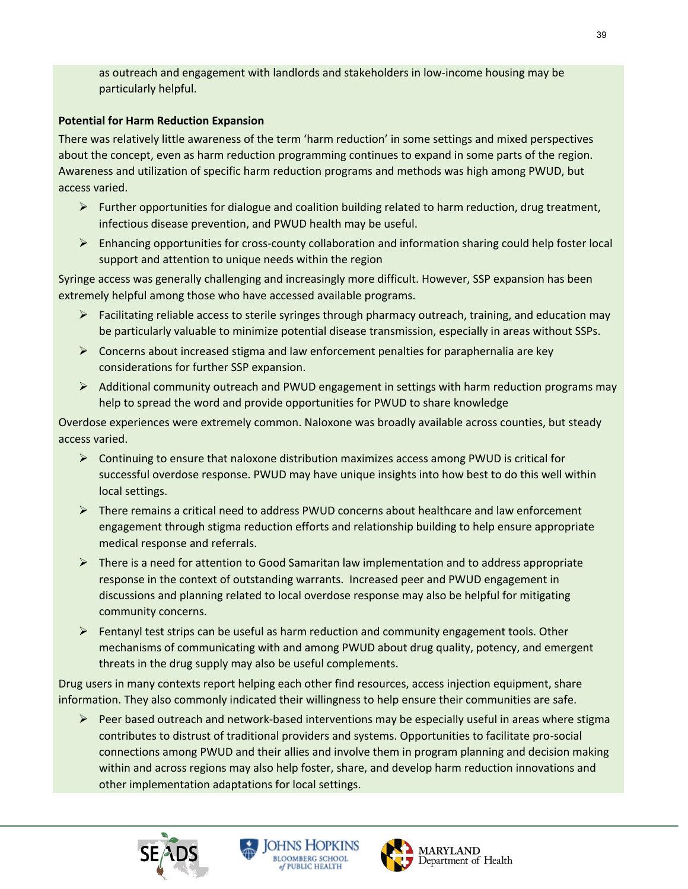as outreach and engagement with landlords and stakeholders in low-income housing may be particularly helpful.

**Potential for Harm Reduction Expansion**

There was relatively little awareness of the term 'harm reduction' in some settings and mixed perspectives about the concept, even as harm reduction programming continues to expand in some parts of the region. Awareness and utilization of specific harm reduction programs and methods was high among PWUD, but access varied.

- Further opportunities for dialogue and coalition building related to harm reduction, drug treatment, infectious disease prevention, and PWUD health may be useful.
- Enhancing opportunities for cross-county collaboration and information sharing could help foster local support and attention to unique needs within the region

Syringe access was generally challenging and increasingly more difficult. However, SSP expansion has been extremely helpful among those who have accessed available programs.

- Facilitating reliable access to sterile syringes through pharmacy outreach, training, and education may be particularly valuable to minimize potential disease transmission, especially in areas without SSPs.
- Concerns about increased stigma and law enforcement penalties for paraphernalia are key considerations for further SSP expansion.
- Additional community outreach and PWUD engagement in settings with harm reduction programs may help to spread the word and provide opportunities for PWUD to share knowledge

Overdose experiences were extremely common. Naloxone was broadly available across counties, but steady access varied.

- Continuing to ensure that naloxone distribution maximizes access among PWUD is critical for successful overdose response. PWUD may have unique insights into how best to do this well within local settings.
- There remains a critical need to address PWUD concerns about healthcare and law enforcement engagement through stigma reduction efforts and relationship building to help ensure appropriate medical response and referrals.
- There is a need for attention to Good Samaritan law implementation and to address appropriate response in the context of outstanding warrants. Increased peer and PWUD engagement in discussions and planning related to local overdose response may also be helpful for mitigating community concerns.
- Fentanyl test strips can be useful as harm reduction and community engagement tools. Other mechanisms of communicating with and among PWUD about drug quality, potency, and emergent threats in the drug supply may also be useful complements.

Drug users in many contexts report helping each other find resources, access injection equipment, share information. They also commonly indicated their willingness to help ensure their communities are safe.

- Peer based outreach and network-based interventions may be especially useful in areas where stigma contributes to distrust of traditional providers and systems. Opportunities to facilitate pro-social connections among PWUD and their allies and involve them in program planning and decision making within and across regions may also help foster, share, and develop harm reduction innovations and other implementation adaptations for local settings.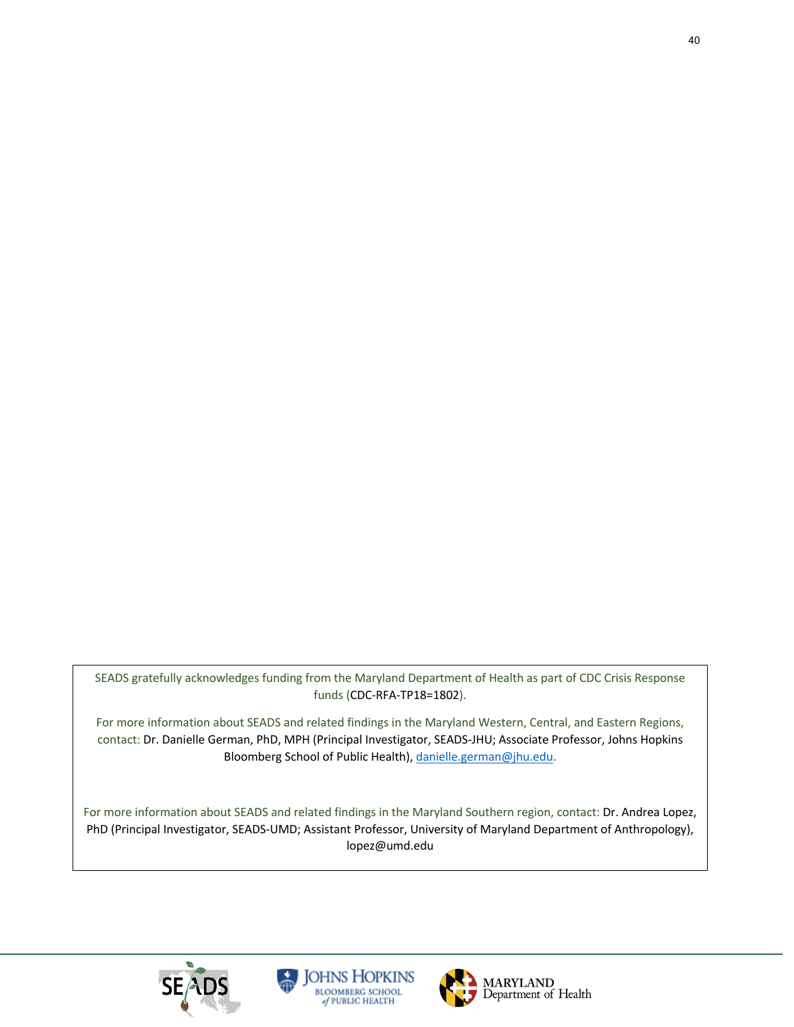SEADS gratefully acknowledges funding from the Maryland Department of Health as part of CDC Crisis Response funds (CDC-RFA-TP18=1802).

For more information about SEADS and related findings in the Maryland Western, Central, and Eastern Regions, contact: Dr. Danielle German, PhD, MPH (Principal Investigator, SEADS-JHU; Associate Professor, Johns Hopkins Bloomberg School of Public Health), danielle.german@jhu.edu.

For more information about SEADS and related findings in the Maryland Southern region, contact: Dr. Andrea Lopez, PhD (Principal Investigator, SEADS-UMD; Assistant Professor, University of Maryland Department of Anthropology), lopez@umd.edu